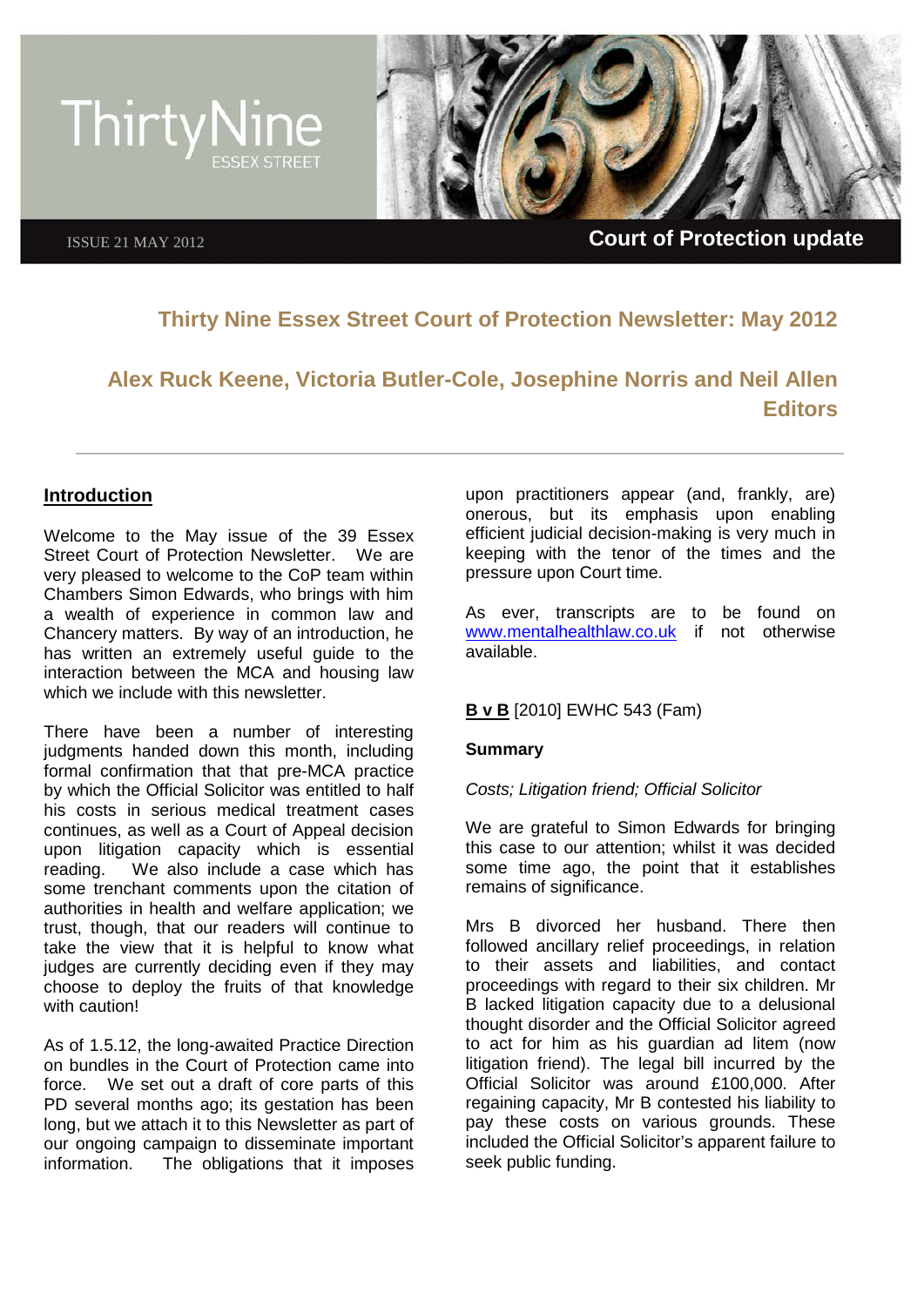ThirtyNine ESSEX STREET

ISSUE 21 MAY 2012

**Court of Protection update**

# Thirty Nine Essex Street Court of Protection Newsletter: May 2012

## Alex Ruck Keene, Victoria Butler-Cole, Josephine Norris and Neil Allen Editors

### Introduction

Welcome to the May issue of the 39 Essex Street Court of Protection Newsletter. We are very pleased to welcome to the CoP team within Chambers Simon Edwards, who brings with him a wealth of experience in common law and Chancery matters. By way of an introduction, he has written an extremely useful guide to the interaction between the MCA and housing law which we include with this newsletter.

There have been a number of interesting judgments handed down this month, including formal confirmation that that pre-MCA practice by which the Official Solicitor was entitled to half his costs in serious medical treatment cases continues, as well as a Court of Appeal decision upon litigation capacity which is essential reading. We also include a case which has some trenchant comments upon the citation of authorities in health and welfare application; we trust, though, that our readers will continue to take the view that it is helpful to know what judges are currently deciding even if they may choose to deploy the fruits of that knowledge with caution!

As of 1.5.12, the long-awaited Practice Direction on bundles in the Court of Protection came into force. We set out a draft of core parts of this PD several months ago; its gestation has been long, but we attach it to this Newsletter as part of our ongoing campaign to disseminate important information. The obligations that it imposes upon practitioners appear (and, frankly, are) onerous, but its emphasis upon enabling efficient judicial decision-making is very much in keeping with the tenor of the times and the pressure upon Court time.

As ever, transcripts are to be found on [www.mentalhealthlaw.co.uk](http://www.mentalhealthlaw.co.uk) if not otherwise available.

**B v B** [2010] EWHC 543 (Fam)

**Summary**

*Costs; Litigation friend; Official Solicitor*

We are grateful to Simon Edwards for bringing this case to our attention; whilst it was decided some time ago, the point that it establishes remains of significance.

Mrs B divorced her husband. There then followed ancillary relief proceedings, in relation to their assets and liabilities, and contact proceedings with regard to their six children. Mr B lacked litigation capacity due to a delusional thought disorder and the Official Solicitor agreed to act for him as his guardian ad litem (now litigation friend). The legal bill incurred by the Official Solicitor was around £100,000. After regaining capacity, Mr B contested his liability to pay these costs on various grounds. These included the Official Solicitor's apparent failure to seek public funding.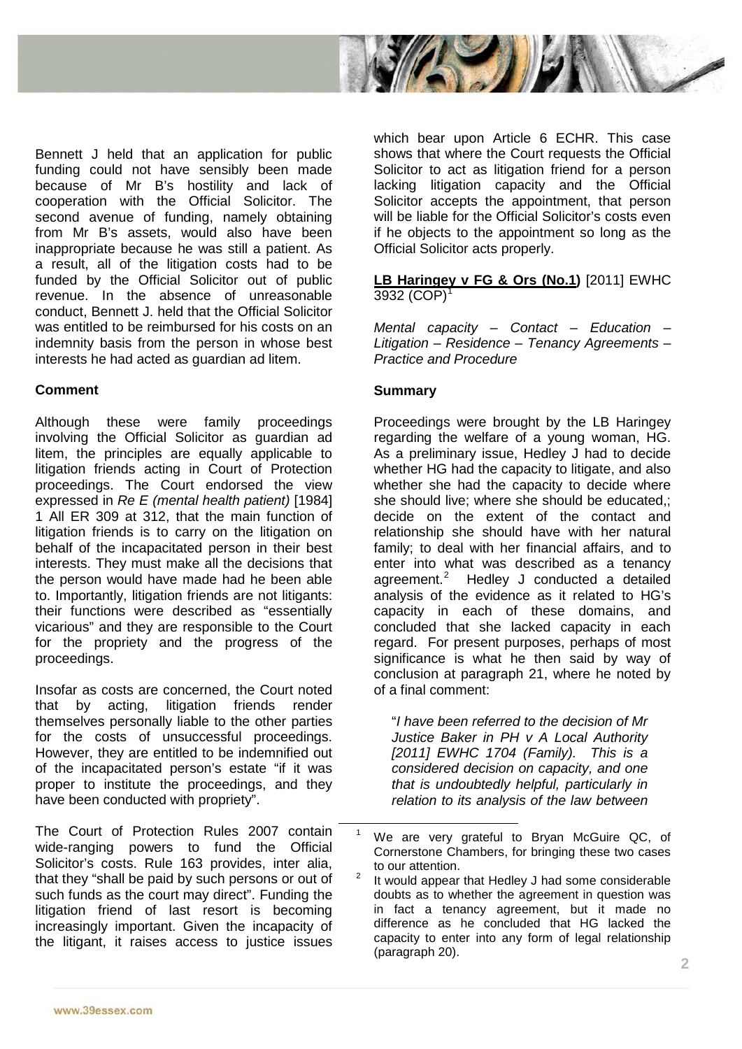Bennett J held that an application for public funding could not have sensibly been made because of Mr B's hostility and lack of cooperation with the Official Solicitor. The second avenue of funding, namely obtaining from Mr B's assets, would also have been inappropriate because he was still a patient. As a result, all of the litigation costs had to be funded by the Official Solicitor out of public revenue. In the absence of unreasonable conduct, Bennett J. held that the Official Solicitor was entitled to be reimbursed for his costs on an indemnity basis from the person in whose best interests he had acted as guardian ad litem.

**Comment**

Although these were family proceedings involving the Official Solicitor as guardian ad litem, the principles are equally applicable to litigation friends acting in Court of Protection proceedings. The Court endorsed the view expressed in *Re E (mental health patient)* [1984] 1 All ER 309 at 312, that the main function of litigation friends is to carry on the litigation on behalf of the incapacitated person in their best interests. They must make all the decisions that the person would have made had he been able to. Importantly, litigation friends are not litigants: their functions were described as "essentially vicarious" and they are responsible to the Court for the propriety and the progress of the proceedings.

Insofar as costs are concerned, the Court noted that by acting, litigation friends render themselves personally liable to the other parties for the costs of unsuccessful proceedings. However, they are entitled to be indemnified out of the incapacitated person's estate "if it was proper to institute the proceedings, and they have been conducted with propriety".

The Court of Protection Rules 2007 contain wide-ranging powers to fund the Official Solicitor's costs. Rule 163 provides, inter alia, that they "shall be paid by such persons or out of such funds as the court may direct". Funding the litigation friend of last resort is becoming increasingly important. Given the incapacity of the litigant, it raises access to justice issues which bear upon Article 6 ECHR. This case shows that where the Court requests the Official Solicitor to act as litigation friend for a person lacking litigation capacity and the Official Solicitor accepts the appointment, that person will be liable for the Official Solicitor's costs even if he objects to the appointment so long as the Official Solicitor acts properly.

**LB Haringey v FG & Ors (No.1)** [2011] EWHC 3932 (COP)[1]

*Mental capacity – Contact – Education – Litigation – Residence – Tenancy Agreements – Practice and Procedure*

**Summary**

Proceedings were brought by the LB Haringey regarding the welfare of a young woman, HG. As a preliminary issue, Hedley J had to decide whether HG had the capacity to litigate, and also whether she had the capacity to decide where she should live; where she should be educated,; decide on the extent of the contact and relationship she should have with her natural family; to deal with her financial affairs, and to enter into what was described as a tenancy agreement.[2] Hedley J conducted a detailed analysis of the evidence as it related to HG's capacity in each of these domains, and concluded that she lacked capacity in each regard. For present purposes, perhaps of most significance is what he then said by way of conclusion at paragraph 21, where he noted by of a final comment:

> "*I have been referred to the decision of Mr Justice Baker in PH v A Local Authority [2011] EWHC 1704 (Family). This is a considered decision on capacity, and one that is undoubtedly helpful, particularly in relation to its analysis of the law between*

---

[1] We are very grateful to Bryan McGuire QC, of Cornerstone Chambers, for bringing these two cases to our attention.

[2] It would appear that Hedley J had some considerable doubts as to whether the agreement in question was in fact a tenancy agreement, but it made no difference as he concluded that HG lacked the capacity to enter into any form of legal relationship (paragraph 20).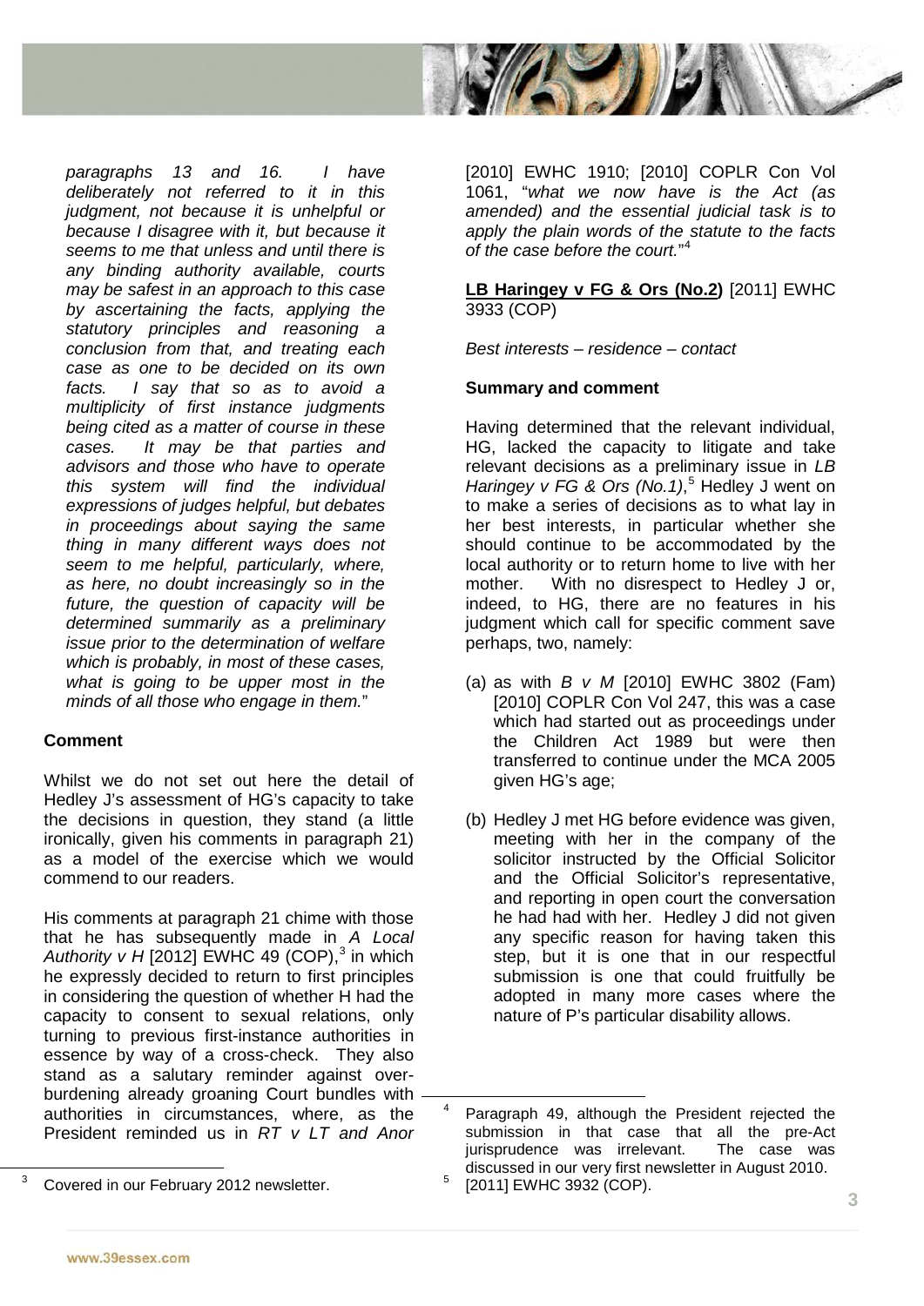*paragraphs 13 and 16. I have deliberately not referred to it in this judgment, not because it is unhelpful or because I disagree with it, but because it seems to me that unless and until there is any binding authority available, courts may be safest in an approach to this case by ascertaining the facts, applying the statutory principles and reasoning a conclusion from that, and treating each case as one to be decided on its own facts. I say that so as to avoid a multiplicity of first instance judgments being cited as a matter of course in these cases. It may be that parties and advisors and those who have to operate this system will find the individual expressions of judges helpful, but debates in proceedings about saying the same thing in many different ways does not seem to me helpful, particularly, where, as here, no doubt increasingly so in the future, the question of capacity will be determined summarily as a preliminary issue prior to the determination of welfare which is probably, in most of these cases, what is going to be upper most in the minds of all those who engage in them.*"

**Comment**

Whilst we do not set out here the detail of Hedley J's assessment of HG's capacity to take the decisions in question, they stand (a little ironically, given his comments in paragraph 21) as a model of the exercise which we would commend to our readers.

His comments at paragraph 21 chime with those that he has subsequently made in *A Local Authority v H* [2012] EWHC 49 (COP),[3] in which he expressly decided to return to first principles in considering the question of whether H had the capacity to consent to sexual relations, only turning to previous first-instance authorities in essence by way of a cross-check. They also stand as a salutary reminder against over-burdening already groaning Court bundles with authorities in circumstances, where, as the President reminded us in *RT v LT and Anor* [2010] EWHC 1910; [2010] COPLR Con Vol 1061, "*what we now have is the Act (as amended) and the essential judicial task is to apply the plain words of the statute to the facts of the case before the court.*"[4]

**LB Haringey v FG & Ors (No.2)** [2011] EWHC 3933 (COP)

*Best interests – residence – contact*

**Summary and comment**

Having determined that the relevant individual, HG, lacked the capacity to litigate and take relevant decisions as a preliminary issue in *LB Haringey v FG & Ors (No.1)*,[5] Hedley J went on to make a series of decisions as to what lay in her best interests, in particular whether she should continue to be accommodated by the local authority or to return home to live with her mother. With no disrespect to Hedley J or, indeed, to HG, there are no features in his judgment which call for specific comment save perhaps, two, namely:

(a) as with *B v M* [2010] EWHC 3802 (Fam) [2010] COPLR Con Vol 247, this was a case which had started out as proceedings under the Children Act 1989 but were then transferred to continue under the MCA 2005 given HG's age;

(b) Hedley J met HG before evidence was given, meeting with her in the company of the solicitor instructed by the Official Solicitor and the Official Solicitor's representative, and reporting in open court the conversation he had had with her. Hedley J did not given any specific reason for having taken this step, but it is one that in our respectful submission is one that could fruitfully be adopted in many more cases where the nature of P's particular disability allows.

---

[3] Covered in our February 2012 newsletter.

[4] Paragraph 49, although the President rejected the submission in that case that all the pre-Act jurisprudence was irrelevant. The case was discussed in our very first newsletter in August 2010.

[5] [2011] EWHC 3932 (COP).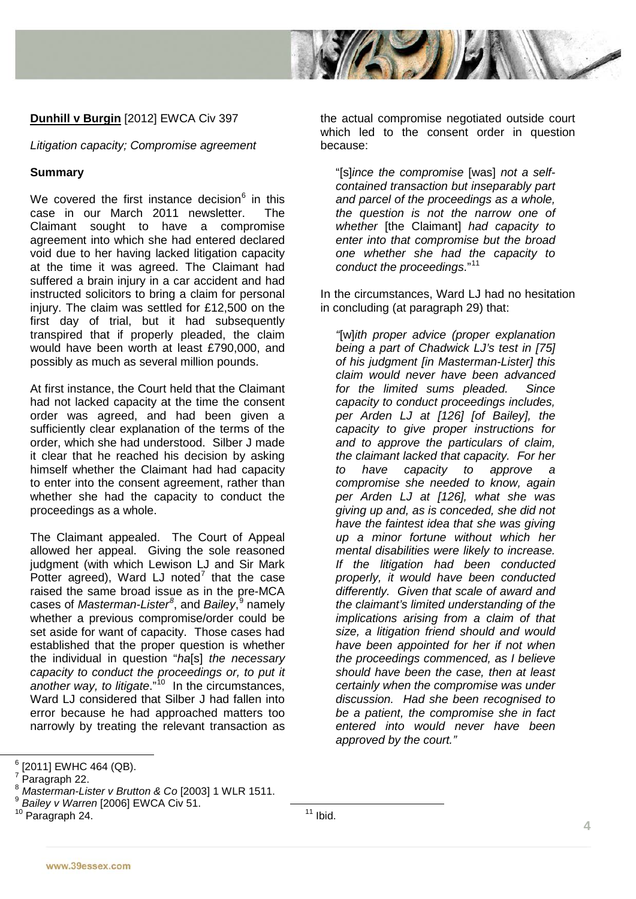**Dunhill v Burgin** [2012] EWCA Civ 397

*Litigation capacity; Compromise agreement*

**Summary**

We covered the first instance decision[6] in this case in our March 2011 newsletter. The Claimant sought to have a compromise agreement into which she had entered declared void due to her having lacked litigation capacity at the time it was agreed. The Claimant had suffered a brain injury in a car accident and had instructed solicitors to bring a claim for personal injury. The claim was settled for £12,500 on the first day of trial, but it had subsequently transpired that if properly pleaded, the claim would have been worth at least £790,000, and possibly as much as several million pounds.

At first instance, the Court held that the Claimant had not lacked capacity at the time the consent order was agreed, and had been given a sufficiently clear explanation of the terms of the order, which she had understood. Silber J made it clear that he reached his decision by asking himself whether the Claimant had had capacity to enter into the consent agreement, rather than whether she had the capacity to conduct the proceedings as a whole.

The Claimant appealed. The Court of Appeal allowed her appeal. Giving the sole reasoned judgment (with which Lewison LJ and Sir Mark Potter agreed), Ward LJ noted[7] that the case raised the same broad issue as in the pre-MCA cases of *Masterman-Lister*[8], and *Bailey*,[9] namely whether a previous compromise/order could be set aside for want of capacity. Those cases had established that the proper question is whether the individual in question "*ha*[s] *the necessary capacity to conduct the proceedings or, to put it another way, to litigate*."[10] In the circumstances, Ward LJ considered that Silber J had fallen into error because he had approached matters too narrowly by treating the relevant transaction as the actual compromise negotiated outside court which led to the consent order in question because:

> "[s]*ince the compromise* [was] *not a self-contained transaction but inseparably part and parcel of the proceedings as a whole, the question is not the narrow one of whether* [the Claimant] *had capacity to enter into that compromise but the broad one whether she had the capacity to conduct the proceedings*."[11]

In the circumstances, Ward LJ had no hesitation in concluding (at paragraph 29) that:

> *"*[w]*ith proper advice (proper explanation being a part of Chadwick LJ's test in [75] of his judgment [in Masterman-Lister] this claim would never have been advanced for the limited sums pleaded. Since capacity to conduct proceedings includes, per Arden LJ at [126] [of Bailey], the capacity to give proper instructions for and to approve the particulars of claim, the claimant lacked that capacity. For her to have capacity to approve a compromise she needed to know, again per Arden LJ at [126], what she was giving up and, as is conceded, she did not have the faintest idea that she was giving up a minor fortune without which her mental disabilities were likely to increase. If the litigation had been conducted properly, it would have been conducted differently. Given that scale of award and the claimant's limited understanding of the implications arising from a claim of that size, a litigation friend should and would have been appointed for her if not when the proceedings commenced, as I believe should have been the case, then at least certainly when the compromise was under discussion. Had she been recognised to be a patient, the compromise she in fact entered into would never have been approved by the court."*

---

[6] [2011] EWHC 464 (QB).

[7] Paragraph 22.

[8] *Masterman-Lister v Brutton & Co* [2003] 1 WLR 1511.

[9] *Bailey v Warren* [2006] EWCA Civ 51.

[10] Paragraph 24.

[11] Ibid.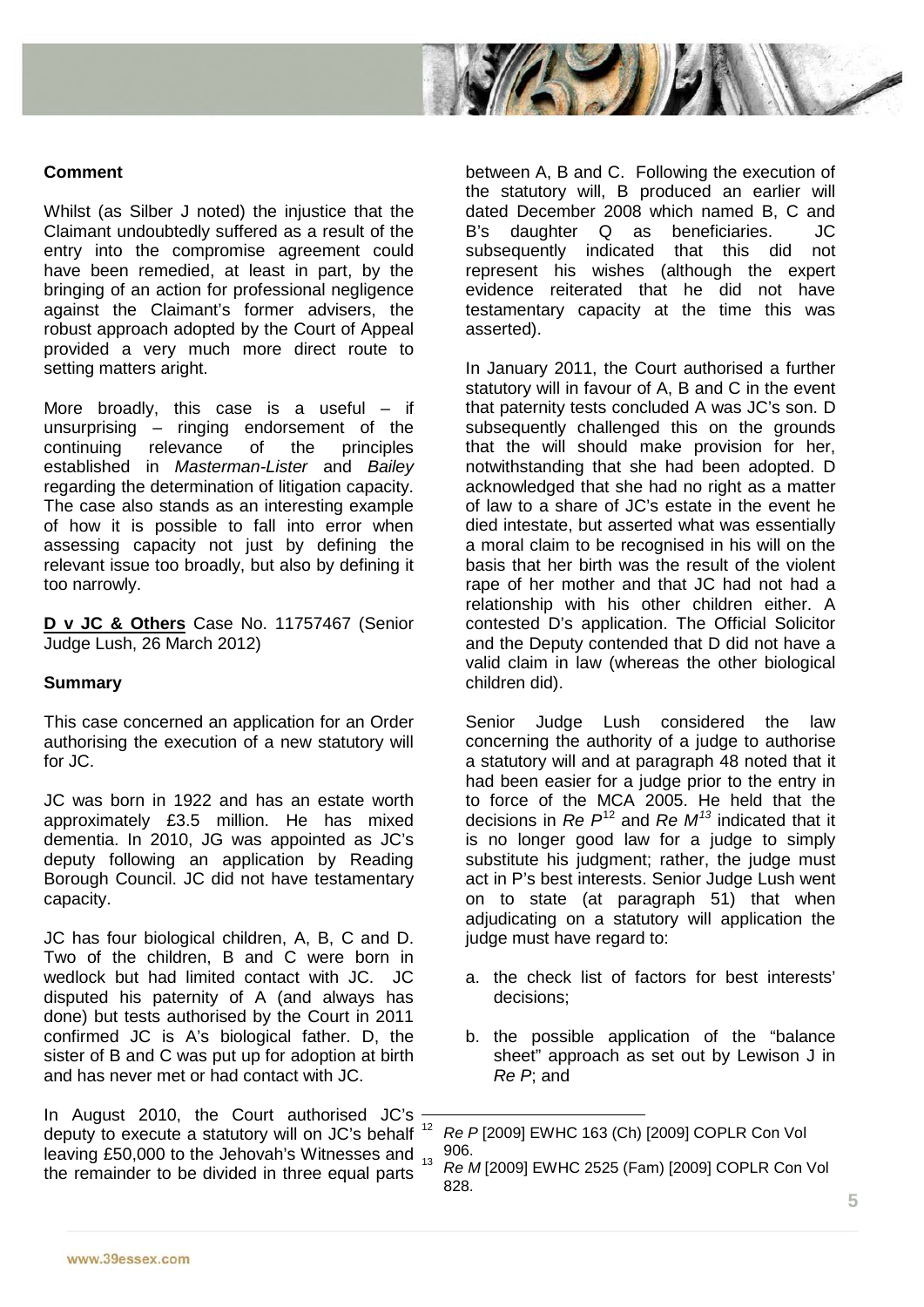**Comment**

Whilst (as Silber J noted) the injustice that the Claimant undoubtedly suffered as a result of the entry into the compromise agreement could have been remedied, at least in part, by the bringing of an action for professional negligence against the Claimant's former advisers, the robust approach adopted by the Court of Appeal provided a very much more direct route to setting matters aright.

More broadly, this case is a useful – if unsurprising – ringing endorsement of the continuing relevance of the principles established in *Masterman-Lister* and *Bailey* regarding the determination of litigation capacity. The case also stands as an interesting example of how it is possible to fall into error when assessing capacity not just by defining the relevant issue too broadly, but also by defining it too narrowly.

**D v JC & Others** Case No. 11757467 (Senior Judge Lush, 26 March 2012)

**Summary**

This case concerned an application for an Order authorising the execution of a new statutory will for JC.

JC was born in 1922 and has an estate worth approximately £3.5 million. He has mixed dementia. In 2010, JG was appointed as JC's deputy following an application by Reading Borough Council. JC did not have testamentary capacity.

JC has four biological children, A, B, C and D. Two of the children, B and C were born in wedlock but had limited contact with JC. JC disputed his paternity of A (and always has done) but tests authorised by the Court in 2011 confirmed JC is A's biological father. D, the sister of B and C was put up for adoption at birth and has never met or had contact with JC.

In August 2010, the Court authorised JC's deputy to execute a statutory will on JC's behalf leaving £50,000 to the Jehovah's Witnesses and the remainder to be divided in three equal parts between A, B and C. Following the execution of the statutory will, B produced an earlier will dated December 2008 which named B, C and B's daughter Q as beneficiaries. JC subsequently indicated that this did not represent his wishes (although the expert evidence reiterated that he did not have testamentary capacity at the time this was asserted).

In January 2011, the Court authorised a further statutory will in favour of A, B and C in the event that paternity tests concluded A was JC's son. D subsequently challenged this on the grounds that the will should make provision for her, notwithstanding that she had been adopted. D acknowledged that she had no right as a matter of law to a share of JC's estate in the event he died intestate, but asserted what was essentially a moral claim to be recognised in his will on the basis that her birth was the result of the violent rape of her mother and that JC had not had a relationship with his other children either. A contested D's application. The Official Solicitor and the Deputy contended that D did not have a valid claim in law (whereas the other biological children did).

Senior Judge Lush considered the law concerning the authority of a judge to authorise a statutory will and at paragraph 48 noted that it had been easier for a judge prior to the entry in to force of the MCA 2005. He held that the decisions in *Re P*[12] and *Re M*[13] indicated that it is no longer good law for a judge to simply substitute his judgment; rather, the judge must act in P's best interests. Senior Judge Lush went on to state (at paragraph 51) that when adjudicating on a statutory will application the judge must have regard to:

a. the check list of factors for best interests' decisions;

b. the possible application of the "balance sheet" approach as set out by Lewison J in *Re P*; and

---

[12] *Re P* [2009] EWHC 163 (Ch) [2009] COPLR Con Vol 906.

[13] *Re M* [2009] EWHC 2525 (Fam) [2009] COPLR Con Vol 828.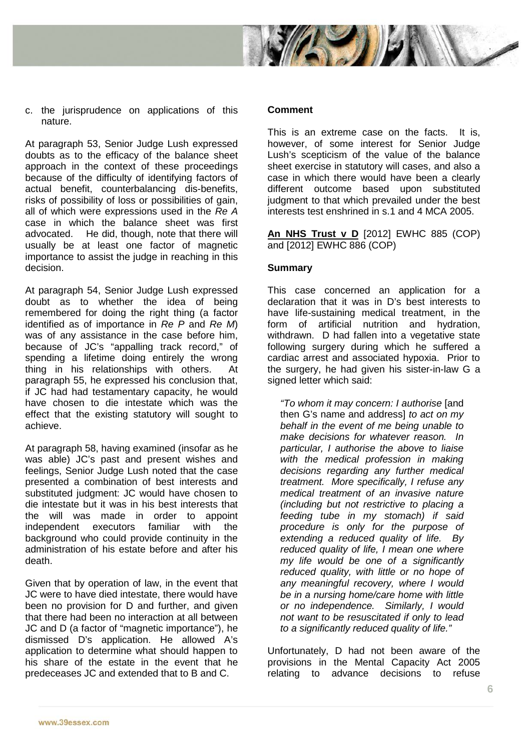c. the jurisprudence on applications of this nature.

At paragraph 53, Senior Judge Lush expressed doubts as to the efficacy of the balance sheet approach in the context of these proceedings because of the difficulty of identifying factors of actual benefit, counterbalancing dis-benefits, risks of possibility of loss or possibilities of gain, all of which were expressions used in the *Re A* case in which the balance sheet was first advocated. He did, though, note that there will usually be at least one factor of magnetic importance to assist the judge in reaching in this decision.

At paragraph 54, Senior Judge Lush expressed doubt as to whether the idea of being remembered for doing the right thing (a factor identified as of importance in *Re P* and *Re M*) was of any assistance in the case before him, because of JC's "appalling track record," of spending a lifetime doing entirely the wrong thing in his relationships with others. At paragraph 55, he expressed his conclusion that, if JC had had testamentary capacity, he would have chosen to die intestate which was the effect that the existing statutory will sought to achieve.

At paragraph 58, having examined (insofar as he was able) JC's past and present wishes and feelings, Senior Judge Lush noted that the case presented a combination of best interests and substituted judgment: JC would have chosen to die intestate but it was in his best interests that the will was made in order to appoint independent executors familiar with the background who could provide continuity in the administration of his estate before and after his death.

Given that by operation of law, in the event that JC were to have died intestate, there would have been no provision for D and further, and given that there had been no interaction at all between JC and D (a factor of "magnetic importance"), he dismissed D's application. He allowed A's application to determine what should happen to his share of the estate in the event that he predeceases JC and extended that to B and C.

**Comment**

This is an extreme case on the facts. It is, however, of some interest for Senior Judge Lush's scepticism of the value of the balance sheet exercise in statutory will cases, and also a case in which there would have been a clearly different outcome based upon substituted judgment to that which prevailed under the best interests test enshrined in s.1 and 4 MCA 2005.

**An NHS Trust v D** [2012] EWHC 885 (COP) and [2012] EWHC 886 (COP)

**Summary**

This case concerned an application for a declaration that it was in D's best interests to have life-sustaining medical treatment, in the form of artificial nutrition and hydration, withdrawn. D had fallen into a vegetative state following surgery during which he suffered a cardiac arrest and associated hypoxia. Prior to the surgery, he had given his sister-in-law G a signed letter which said:

> *"To whom it may concern: I authorise* [and then G's name and address] *to act on my behalf in the event of me being unable to make decisions for whatever reason. In particular, I authorise the above to liaise with the medical profession in making decisions regarding any further medical treatment. More specifically, I refuse any medical treatment of an invasive nature (including but not restrictive to placing a feeding tube in my stomach) if said procedure is only for the purpose of extending a reduced quality of life. By reduced quality of life, I mean one where my life would be one of a significantly reduced quality, with little or no hope of any meaningful recovery, where I would be in a nursing home/care home with little or no independence. Similarly, I would not want to be resuscitated if only to lead to a significantly reduced quality of life."*

Unfortunately, D had not been aware of the provisions in the Mental Capacity Act 2005 relating to advance decisions to refuse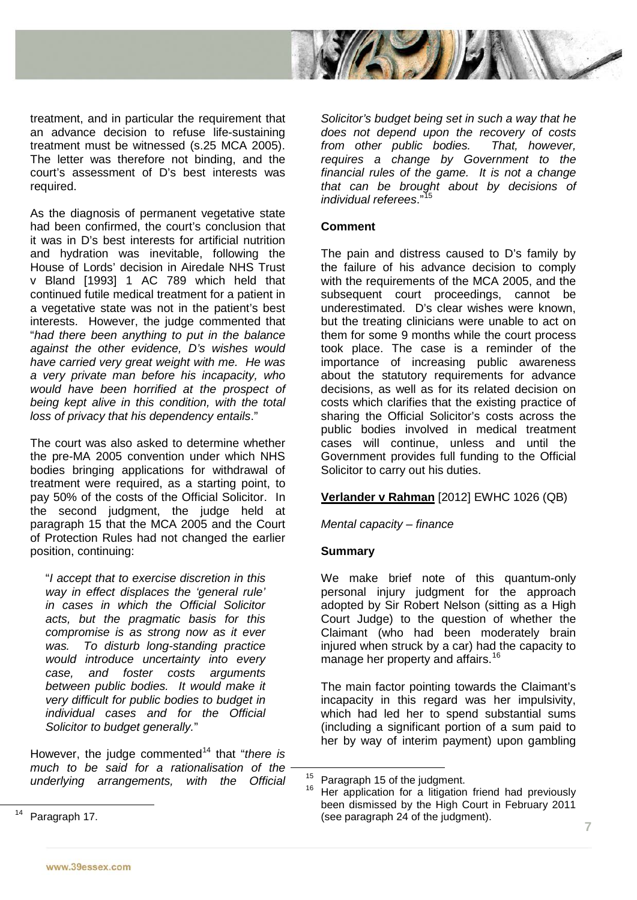treatment, and in particular the requirement that an advance decision to refuse life-sustaining treatment must be witnessed (s.25 MCA 2005). The letter was therefore not binding, and the court's assessment of D's best interests was required.

As the diagnosis of permanent vegetative state had been confirmed, the court's conclusion that it was in D's best interests for artificial nutrition and hydration was inevitable, following the House of Lords' decision in Airedale NHS Trust v Bland [1993] 1 AC 789 which held that continued futile medical treatment for a patient in a vegetative state was not in the patient's best interests. However, the judge commented that "*had there been anything to put in the balance against the other evidence, D's wishes would have carried very great weight with me. He was a very private man before his incapacity, who would have been horrified at the prospect of being kept alive in this condition, with the total loss of privacy that his dependency entails*."

The court was also asked to determine whether the pre-MA 2005 convention under which NHS bodies bringing applications for withdrawal of treatment were required, as a starting point, to pay 50% of the costs of the Official Solicitor. In the second judgment, the judge held at paragraph 15 that the MCA 2005 and the Court of Protection Rules had not changed the earlier position, continuing:

> "*I accept that to exercise discretion in this way in effect displaces the 'general rule' in cases in which the Official Solicitor acts, but the pragmatic basis for this compromise is as strong now as it ever was. To disturb long-standing practice would introduce uncertainty into every case, and foster costs arguments between public bodies. It would make it very difficult for public bodies to budget in individual cases and for the Official Solicitor to budget generally.*"

However, the judge commented[14] that "*there is much to be said for a rationalisation of the underlying arrangements, with the Official Solicitor's budget being set in such a way that he does not depend upon the recovery of costs from other public bodies. That, however, requires a change by Government to the financial rules of the game. It is not a change that can be brought about by decisions of individual referees*."[15]

**Comment**

The pain and distress caused to D's family by the failure of his advance decision to comply with the requirements of the MCA 2005, and the subsequent court proceedings, cannot be underestimated. D's clear wishes were known, but the treating clinicians were unable to act on them for some 9 months while the court process took place. The case is a reminder of the importance of increasing public awareness about the statutory requirements for advance decisions, as well as for its related decision on costs which clarifies that the existing practice of sharing the Official Solicitor's costs across the public bodies involved in medical treatment cases will continue, unless and until the Government provides full funding to the Official Solicitor to carry out his duties.

**<u>Verlander v Rahman</u>** [2012] EWHC 1026 (QB)

*Mental capacity – finance*

**Summary**

We make brief note of this quantum-only personal injury judgment for the approach adopted by Sir Robert Nelson (sitting as a High Court Judge) to the question of whether the Claimant (who had been moderately brain injured when struck by a car) had the capacity to manage her property and affairs.[16]

The main factor pointing towards the Claimant's incapacity in this regard was her impulsivity, which had led her to spend substantial sums (including a significant portion of a sum paid to her by way of interim payment) upon gambling

---

[14] Paragraph 17.

[15] Paragraph 15 of the judgment.

[16] Her application for a litigation friend had previously been dismissed by the High Court in February 2011 (see paragraph 24 of the judgment).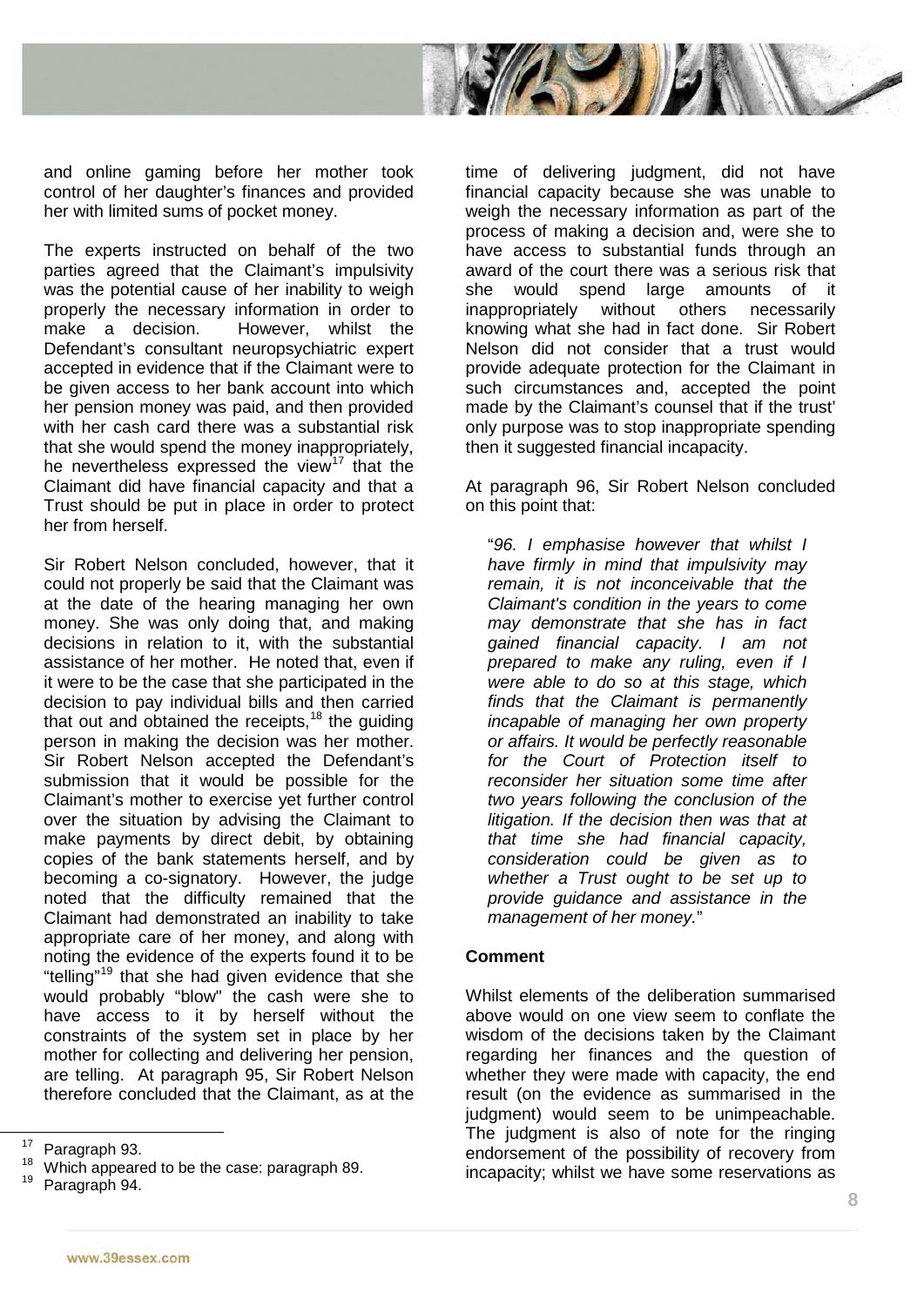and online gaming before her mother took control of her daughter's finances and provided her with limited sums of pocket money.

The experts instructed on behalf of the two parties agreed that the Claimant's impulsivity was the potential cause of her inability to weigh properly the necessary information in order to make a decision. However, whilst the Defendant's consultant neuropsychiatric expert accepted in evidence that if the Claimant were to be given access to her bank account into which her pension money was paid, and then provided with her cash card there was a substantial risk that she would spend the money inappropriately, he nevertheless expressed the view[17] that the Claimant did have financial capacity and that a Trust should be put in place in order to protect her from herself.

Sir Robert Nelson concluded, however, that it could not properly be said that the Claimant was at the date of the hearing managing her own money. She was only doing that, and making decisions in relation to it, with the substantial assistance of her mother. He noted that, even if it were to be the case that she participated in the decision to pay individual bills and then carried that out and obtained the receipts,[18] the guiding person in making the decision was her mother. Sir Robert Nelson accepted the Defendant's submission that it would be possible for the Claimant's mother to exercise yet further control over the situation by advising the Claimant to make payments by direct debit, by obtaining copies of the bank statements herself, and by becoming a co-signatory. However, the judge noted that the difficulty remained that the Claimant had demonstrated an inability to take appropriate care of her money, and along with noting the evidence of the experts found it to be "telling"[19] that she had given evidence that she would probably "blow" the cash were she to have access to it by herself without the constraints of the system set in place by her mother for collecting and delivering her pension, are telling. At paragraph 95, Sir Robert Nelson therefore concluded that the Claimant, as at the time of delivering judgment, did not have financial capacity because she was unable to weigh the necessary information as part of the process of making a decision and, were she to have access to substantial funds through an award of the court there was a serious risk that she would spend large amounts of it inappropriately without others necessarily knowing what she had in fact done. Sir Robert Nelson did not consider that a trust would provide adequate protection for the Claimant in such circumstances and, accepted the point made by the Claimant's counsel that if the trust' only purpose was to stop inappropriate spending then it suggested financial incapacity.

At paragraph 96, Sir Robert Nelson concluded on this point that:

> "*96. I emphasise however that whilst I have firmly in mind that impulsivity may remain, it is not inconceivable that the Claimant's condition in the years to come may demonstrate that she has in fact gained financial capacity. I am not prepared to make any ruling, even if I were able to do so at this stage, which finds that the Claimant is permanently incapable of managing her own property or affairs. It would be perfectly reasonable for the Court of Protection itself to reconsider her situation some time after two years following the conclusion of the litigation. If the decision then was that at that time she had financial capacity, consideration could be given as to whether a Trust ought to be set up to provide guidance and assistance in the management of her money.*"

**Comment**

Whilst elements of the deliberation summarised above would on one view seem to conflate the wisdom of the decisions taken by the Claimant regarding her finances and the question of whether they were made with capacity, the end result (on the evidence as summarised in the judgment) would seem to be unimpeachable. The judgment is also of note for the ringing endorsement of the possibility of recovery from incapacity; whilst we have some reservations as

[17] Paragraph 93.
[18] Which appeared to be the case: paragraph 89.
[19] Paragraph 94.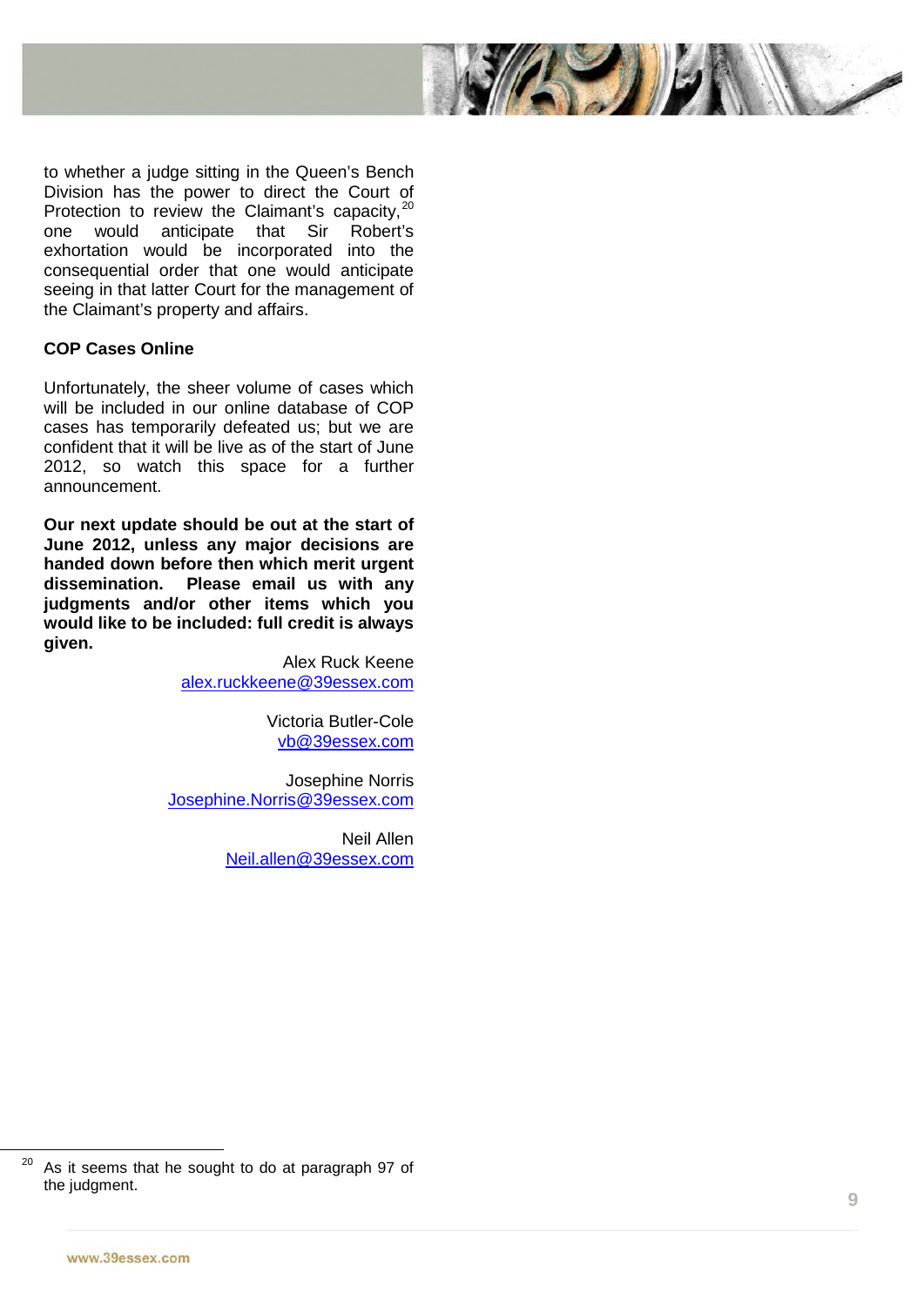to whether a judge sitting in the Queen's Bench Division has the power to direct the Court of Protection to review the Claimant's capacity,[20] one would anticipate that Sir Robert's exhortation would be incorporated into the consequential order that one would anticipate seeing in that latter Court for the management of the Claimant's property and affairs.

**COP Cases Online**

Unfortunately, the sheer volume of cases which will be included in our online database of COP cases has temporarily defeated us; but we are confident that it will be live as of the start of June 2012, so watch this space for a further announcement.

**Our next update should be out at the start of June 2012, unless any major decisions are handed down before then which merit urgent dissemination. Please email us with any judgments and/or other items which you would like to be included: full credit is always given.**

Alex Ruck Keene
alex.ruckkeene@39essex.com

Victoria Butler-Cole
vb@39essex.com

Josephine Norris
Josephine.Norris@39essex.com

Neil Allen
Neil.allen@39essex.com

---

[20] As it seems that he sought to do at paragraph 97 of the judgment.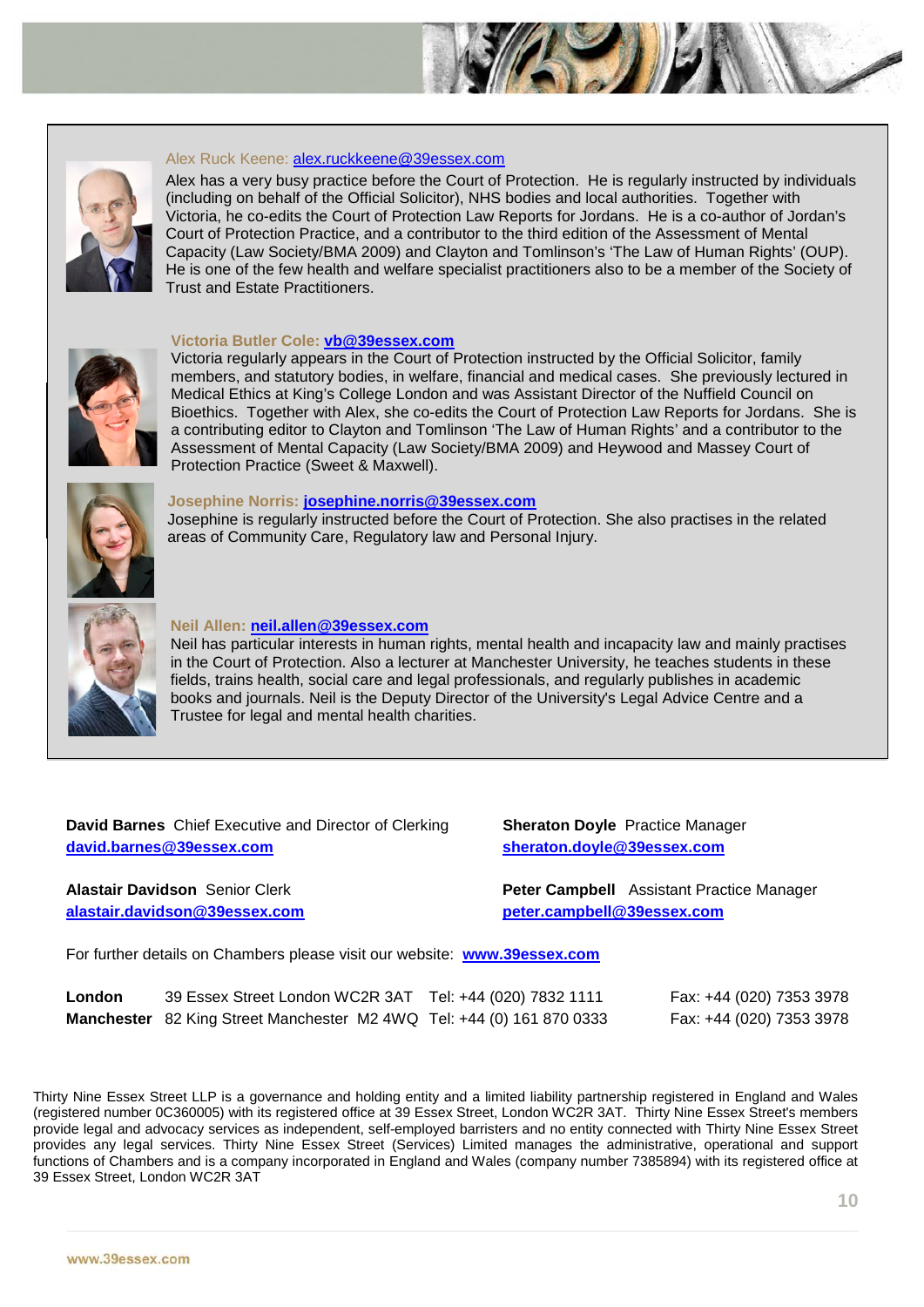Alex Ruck Keene: alex.ruckkeene@39essex.com

Alex has a very busy practice before the Court of Protection. He is regularly instructed by individuals (including on behalf of the Official Solicitor), NHS bodies and local authorities. Together with Victoria, he co-edits the Court of Protection Law Reports for Jordans. He is a co-author of Jordan's Court of Protection Practice, and a contributor to the third edition of the Assessment of Mental Capacity (Law Society/BMA 2009) and Clayton and Tomlinson's 'The Law of Human Rights' (OUP). He is one of the few health and welfare specialist practitioners also to be a member of the Society of Trust and Estate Practitioners.

**Victoria Butler Cole: vb@39essex.com**

Victoria regularly appears in the Court of Protection instructed by the Official Solicitor, family members, and statutory bodies, in welfare, financial and medical cases. She previously lectured in Medical Ethics at King's College London and was Assistant Director of the Nuffield Council on Bioethics. Together with Alex, she co-edits the Court of Protection Law Reports for Jordans. She is a contributing editor to Clayton and Tomlinson 'The Law of Human Rights' and a contributor to the Assessment of Mental Capacity (Law Society/BMA 2009) and Heywood and Massey Court of Protection Practice (Sweet & Maxwell).

**Josephine Norris: josephine.norris@39essex.com**

Josephine is regularly instructed before the Court of Protection. She also practises in the related areas of Community Care, Regulatory law and Personal Injury.

**Neil Allen: neil.allen@39essex.com**

Neil has particular interests in human rights, mental health and incapacity law and mainly practises in the Court of Protection. Also a lecturer at Manchester University, he teaches students in these fields, trains health, social care and legal professionals, and regularly publishes in academic books and journals. Neil is the Deputy Director of the University's Legal Advice Centre and a Trustee for legal and mental health charities.

**David Barnes** Chief Executive and Director of Clerking
**david.barnes@39essex.com**

**Alastair Davidson** Senior Clerk
**alastair.davidson@39essex.com**

**Sheraton Doyle** Practice Manager
**sheraton.doyle@39essex.com**

**Peter Campbell** Assistant Practice Manager
**peter.campbell@39essex.com**

For further details on Chambers please visit our website: **www.39essex.com**

| | | | |
|---|---|---|---|
| **London** | 39 Essex Street London WC2R 3AT | Tel: +44 (020) 7832 1111 | Fax: +44 (020) 7353 3978 |
| **Manchester** | 82 King Street Manchester M2 4WQ | Tel: +44 (0) 161 870 0333 | Fax: +44 (020) 7353 3978 |

Thirty Nine Essex Street LLP is a governance and holding entity and a limited liability partnership registered in England and Wales (registered number 0C360005) with its registered office at 39 Essex Street, London WC2R 3AT. Thirty Nine Essex Street's members provide legal and advocacy services as independent, self-employed barristers and no entity connected with Thirty Nine Essex Street provides any legal services. Thirty Nine Essex Street (Services) Limited manages the administrative, operational and support functions of Chambers and is a company incorporated in England and Wales (company number 7385894) with its registered office at 39 Essex Street, London WC2R 3AT